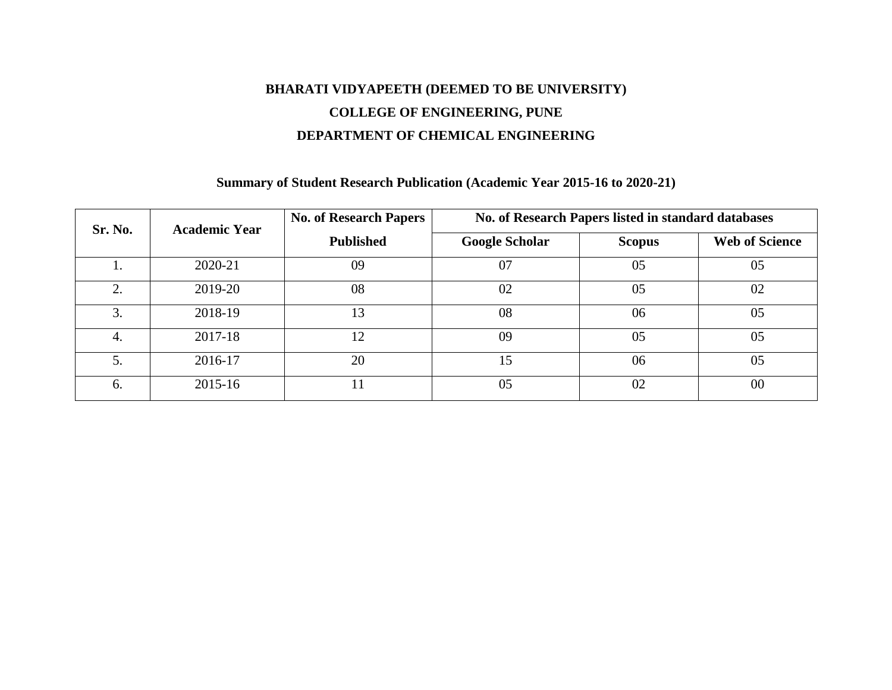**BHARATI VIDYAPEETH (DEEMED TO BE UNIVERSITY)**

**COLLEGE OF ENGINEERING, PUNE**

**DEPARTMENT OF CHEMICAL ENGINEERING**

**Summary of Student Research Publication (Academic Year 2015-16 to 2020-21)**

| Sr. No. | Academic Year | No. of Research Papers Published | No. of Research Papers listed in standard databases | | |
|---|---|---|---|---|---|
| | | | Google Scholar | Scopus | Web of Science |
| 1. | 2020-21 | 09 | 07 | 05 | 05 |
| 2. | 2019-20 | 08 | 02 | 05 | 02 |
| 3. | 2018-19 | 13 | 08 | 06 | 05 |
| 4. | 2017-18 | 12 | 09 | 05 | 05 |
| 5. | 2016-17 | 20 | 15 | 06 | 05 |
| 6. | 2015-16 | 11 | 05 | 02 | 00 |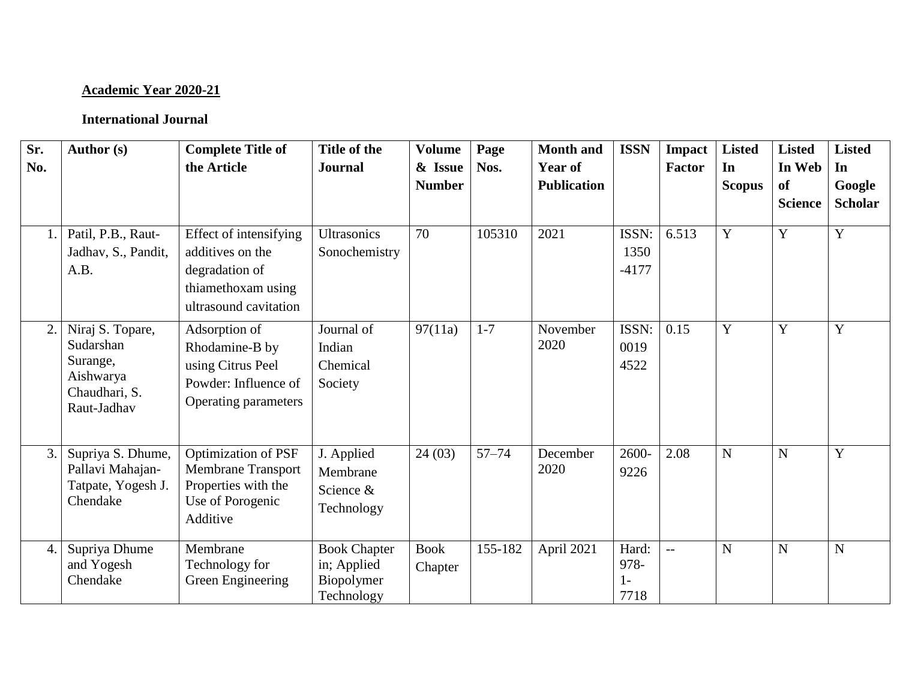**Academic Year 2020-21**

**International Journal**

| Sr. No. | Author (s) | Complete Title of the Article | Title of the Journal | Volume & Issue Number | Page Nos. | Month and Year of Publication | ISSN | Impact Factor | Listed In Scopus | Listed In Web of Science | Listed In Google Scholar |
|---|---|---|---|---|---|---|---|---|---|---|---|
| 1. | Patil, P.B., Raut-Jadhav, S., Pandit, A.B. | Effect of intensifying additives on the degradation of thiamethoxam using ultrasound cavitation | Ultrasonics Sonochemistry | 70 | 105310 | 2021 | ISSN: 1350 -4177 | 6.513 | Y | Y | Y |
| 2. | Niraj S. Topare, Sudarshan Surange, Aishwarya Chaudhari, S. Raut-Jadhav | Adsorption of Rhodamine-B by using Citrus Peel Powder: Influence of Operating parameters | Journal of Indian Chemical Society | 97(11a) | 1-7 | November 2020 | ISSN: 0019 4522 | 0.15 | Y | Y | Y |
| 3. | Supriya S. Dhume, Pallavi Mahajan-Tatpate, Yogesh J. Chendake | Optimization of PSF Membrane Transport Properties with the Use of Porogenic Additive | J. Applied Membrane Science & Technology | 24 (03) | 57–74 | December 2020 | 2600-9226 | 2.08 | N | N | Y |
| 4. | Supriya Dhume and Yogesh Chendake | Membrane Technology for Green Engineering | Book Chapter in; Applied Biopolymer Technology | Book Chapter | 155-182 | April 2021 | Hard: 978-1-7718 | -- | N | N | N |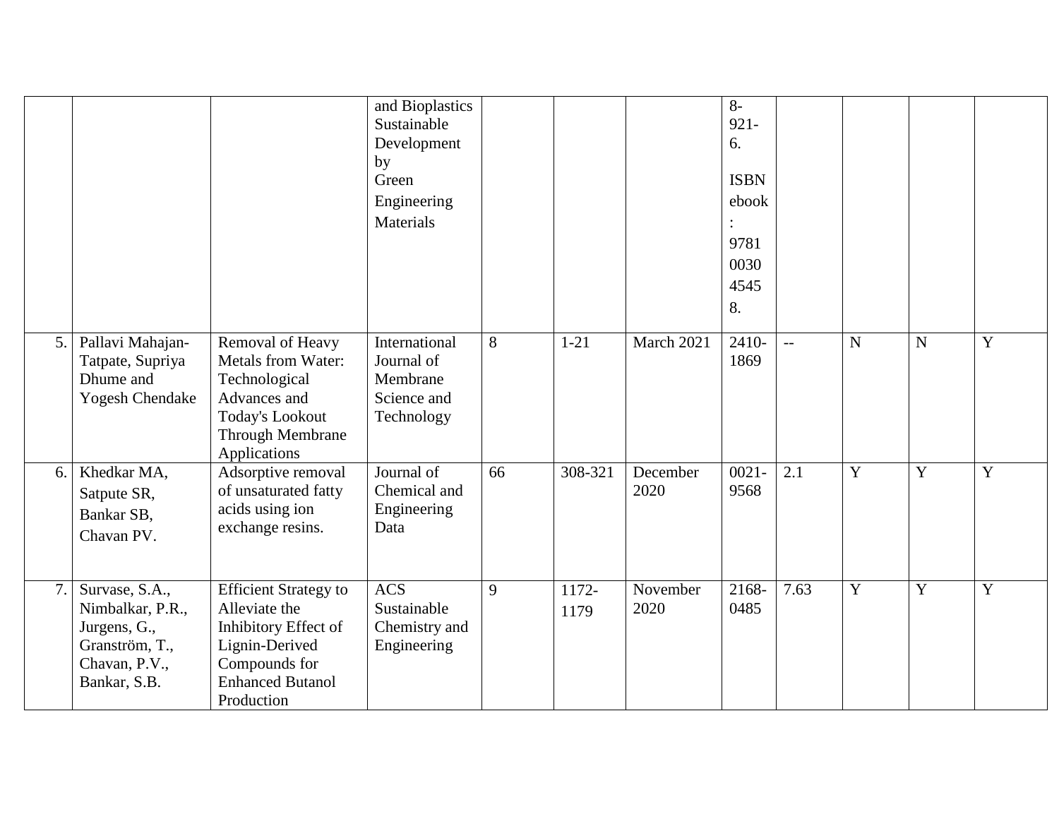|  |  |  | and Bioplastics Sustainable Development by Green Engineering Materials |  |  |  | 8-921-6. ISBN ebook: 9781003045458. |  |  |  |  |
|---|---|---|---|---|---|---|---|---|---|---|---|
| 5. | Pallavi Mahajan-Tatpate, Supriya Dhume and Yogesh Chendake | Removal of Heavy Metals from Water: Technological Advances and Today's Lookout Through Membrane Applications | International Journal of Membrane Science and Technology | 8 | 1-21 | March 2021 | 2410-1869 | -- | N | N | Y |
| 6. | Khedkar MA, Satpute SR, Bankar SB, Chavan PV. | Adsorptive removal of unsaturated fatty acids using ion exchange resins. | Journal of Chemical and Engineering Data | 66 | 308-321 | December 2020 | 0021-9568 | 2.1 | Y | Y | Y |
| 7. | Survase, S.A., Nimbalkar, P.R., Jurgens, G., Granström, T., Chavan, P.V., Bankar, S.B. | Efficient Strategy to Alleviate the Inhibitory Effect of Lignin-Derived Compounds for Enhanced Butanol Production | ACS Sustainable Chemistry and Engineering | 9 | 1172-1179 | November 2020 | 2168-0485 | 7.63 | Y | Y | Y |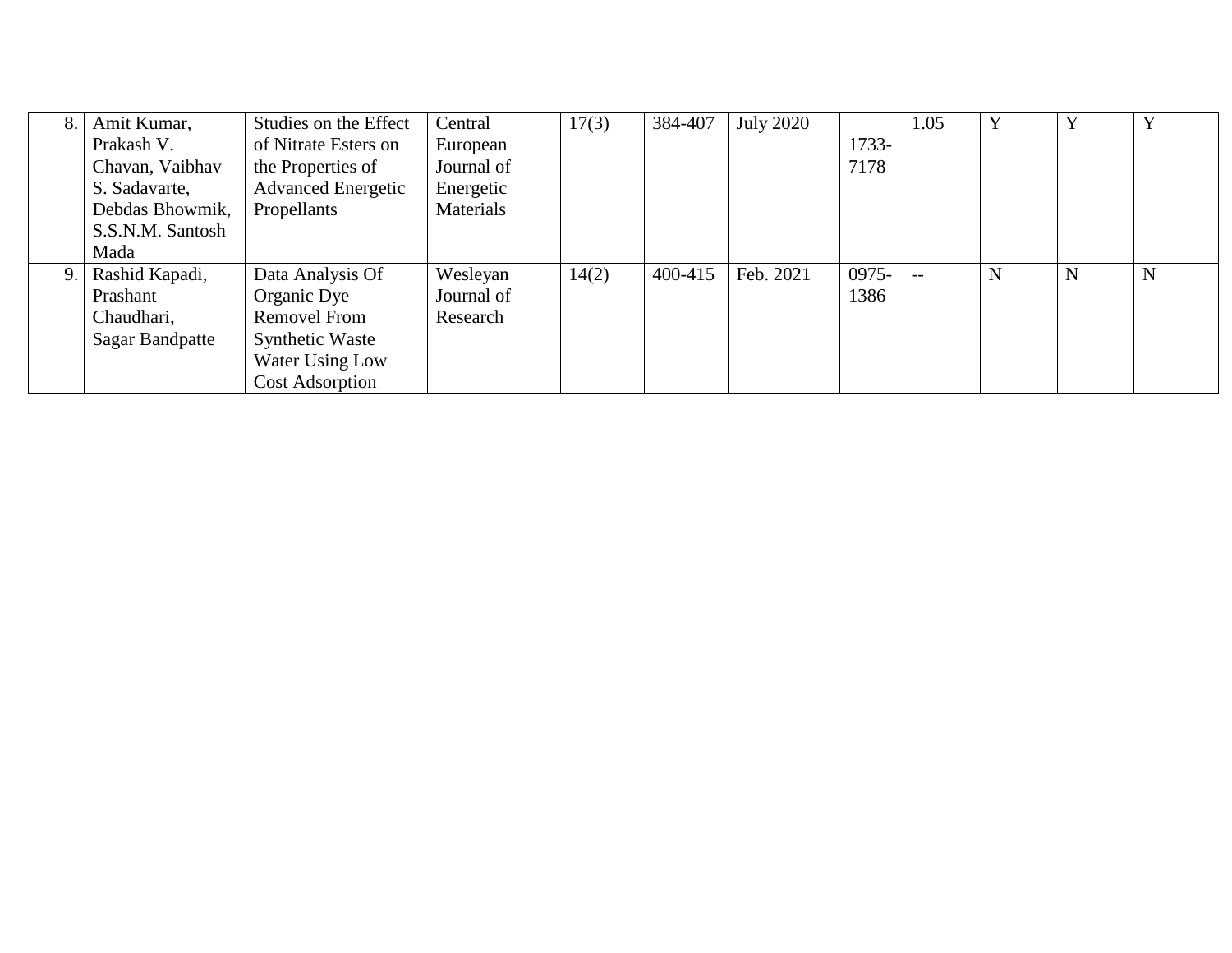| | | | | | | | | | | | |
|---|---|---|---|---|---|---|---|---|---|---|---|
| 8. | Amit Kumar, Prakash V. Chavan, Vaibhav S. Sadavarte, Debdas Bhowmik, S.S.N.M. Santosh Mada | Studies on the Effect of Nitrate Esters on the Properties of Advanced Energetic Propellants | Central European Journal of Energetic Materials | 17(3) | 384-407 | July 2020 | 1733-7178 | 1.05 | Y | Y | Y |
| 9. | Rashid Kapadi, Prashant Chaudhari, Sagar Bandpatte | Data Analysis Of Organic Dye Removel From Synthetic Waste Water Using Low Cost Adsorption | Wesleyan Journal of Research | 14(2) | 400-415 | Feb. 2021 | 0975-1386 | -- | N | N | N |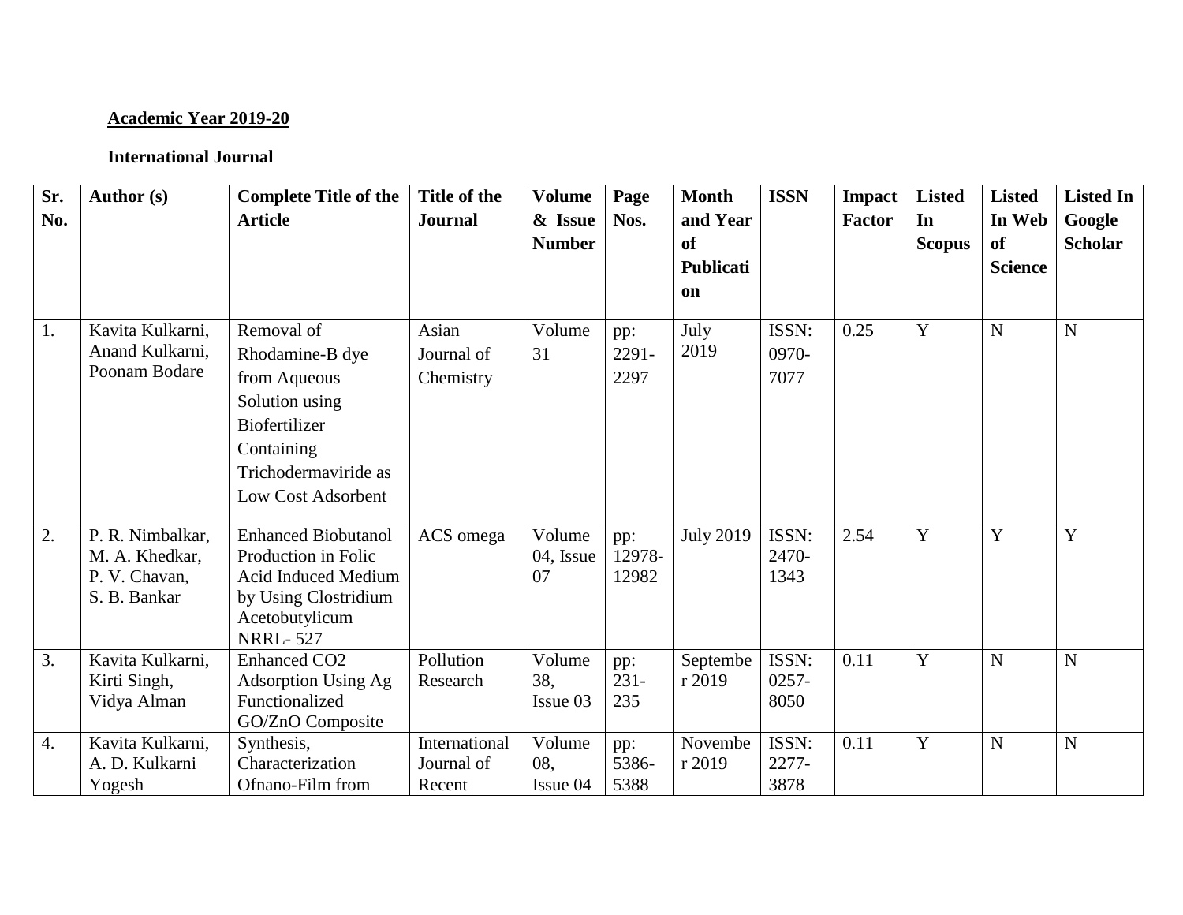**Academic Year 2019-20**

**International Journal**

| Sr. No. | Author (s) | Complete Title of the Article | Title of the Journal | Volume & Issue Number | Page Nos. | Month and Year of Publication | ISSN | Impact Factor | Listed In Scopus | Listed In Web of Science | Listed In Google Scholar |
|---|---|---|---|---|---|---|---|---|---|---|---|
| 1. | Kavita Kulkarni, Anand Kulkarni, Poonam Bodare | Removal of Rhodamine-B dye from Aqueous Solution using Biofertilizer Containing Trichodermaviride as Low Cost Adsorbent | Asian Journal of Chemistry | Volume 31 | pp: 2291-2297 | July 2019 | ISSN: 0970-7077 | 0.25 | Y | N | N |
| 2. | P. R. Nimbalkar, M. A. Khedkar, P. V. Chavan, S. B. Bankar | Enhanced Biobutanol Production in Folic Acid Induced Medium by Using Clostridium Acetobutylicum NRRL- 527 | ACS omega | Volume 04, Issue 07 | pp: 12978-12982 | July 2019 | ISSN: 2470-1343 | 2.54 | Y | Y | Y |
| 3. | Kavita Kulkarni, Kirti Singh, Vidya Alman | Enhanced $CO_2$ Adsorption Using Ag Functionalized GO/ZnO Composite | Pollution Research | Volume 38, Issue 03 | pp: 231-235 | September 2019 | ISSN: 0257-8050 | 0.11 | Y | N | N |
| 4. | Kavita Kulkarni, A. D. Kulkarni Yogesh | Synthesis, Characterization Ofnano-Film from | International Journal of Recent | Volume 08, Issue 04 | pp: 5386-5388 | November 2019 | ISSN: 2277-3878 | 0.11 | Y | N | N |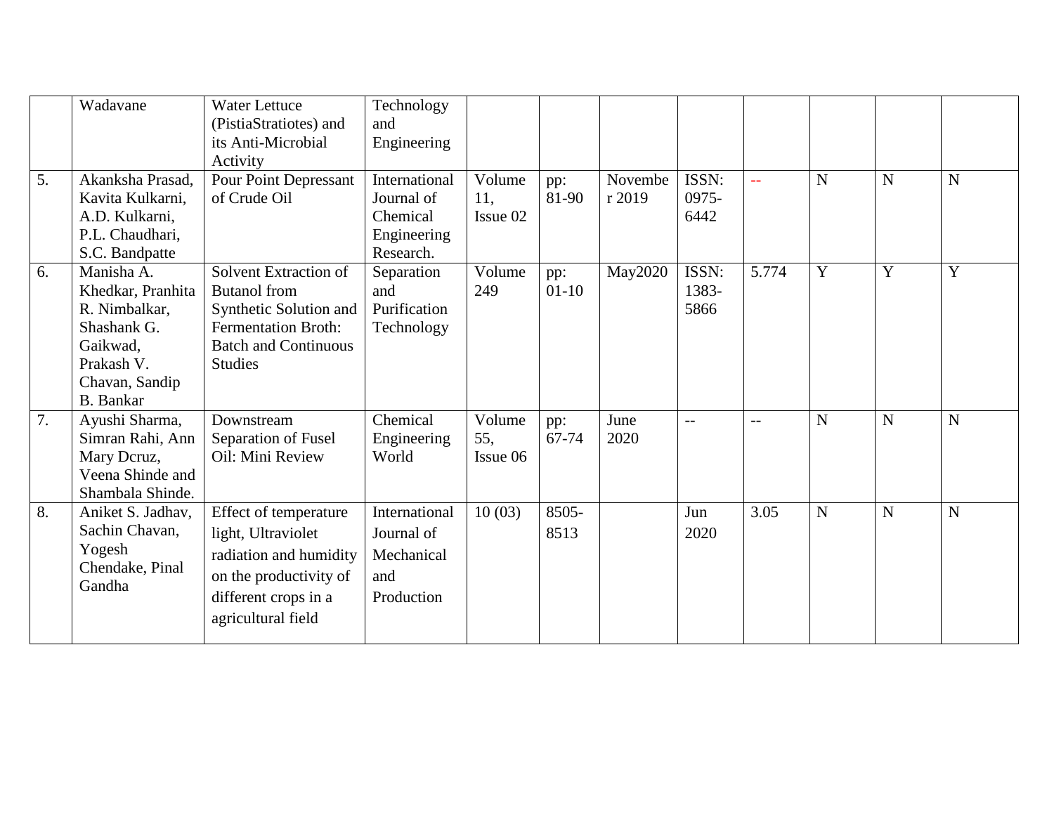| | | | | | | | | | | |
|---|---|---|---|---|---|---|---|---|---|---|
| | Wadavane | Water Lettuce (PistiaStratiotes) and its Anti-Microbial Activity | Technology and Engineering | | | | | | | |
| 5. | Akanksha Prasad, Kavita Kulkarni, A.D. Kulkarni, P.L. Chaudhari, S.C. Bandpatte | Pour Point Depressant of Crude Oil | International Journal of Chemical Engineering Research. | Volume 11, Issue 02 | pp: 81-90 | November 2019 | ISSN: 0975-6442 | -- | N | N | N |
| 6. | Manisha A. Khedkar, Pranhita R. Nimbalkar, Shashank G. Gaikwad, Prakash V. Chavan, Sandip B. Bankar | Solvent Extraction of Butanol from Synthetic Solution and Fermentation Broth: Batch and Continuous Studies | Separation and Purification Technology | Volume 249 | pp: 01-10 | May2020 | ISSN: 1383-5866 | 5.774 | Y | Y | Y |
| 7. | Ayushi Sharma, Simran Rahi, Ann Mary Dcruz, Veena Shinde and Shambala Shinde. | Downstream Separation of Fusel Oil: Mini Review | Chemical Engineering World | Volume 55, Issue 06 | pp: 67-74 | June 2020 | -- | -- | N | N | N |
| 8. | Aniket S. Jadhav, Sachin Chavan, Yogesh Chendake, Pinal Gandha | Effect of temperature light, Ultraviolet radiation and humidity on the productivity of different crops in a agricultural field | International Journal of Mechanical and Production | 10 (03) | 8505-8513 | | Jun 2020 | 3.05 | N | N | N |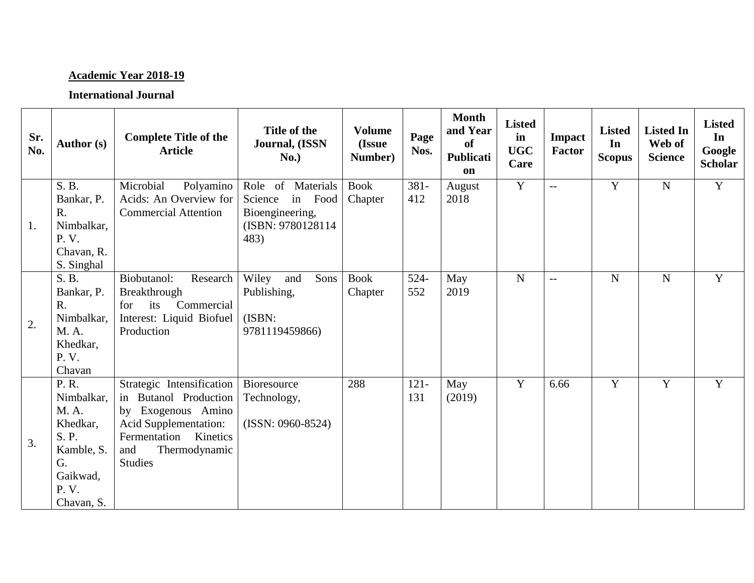**Academic Year 2018-19**

**International Journal**

| Sr. No. | Author (s) | Complete Title of the Article | Title of the Journal, (ISSN No.) | Volume (Issue Number) | Page Nos. | Month and Year of Publication | Listed in UGC Care | Impact Factor | Listed In Scopus | Listed In Web of Science | Listed In Google Scholar |
|---|---|---|---|---|---|---|---|---|---|---|---|
| 1. | S. B. Bankar, P. R. Nimbalkar, P. V. Chavan, R. S. Singhal | Microbial Polyamino Acids: An Overview for Commercial Attention | Role of Materials Science in Food Bioengineering, (ISBN: 9780128114483) | Book Chapter | 381-412 | August 2018 | Y | -- | Y | N | Y |
| 2. | S. B. Bankar, P. R. Nimbalkar, M. A. Khedkar, P. V. Chavan | Biobutanol: Research Breakthrough for its Commercial Interest: Liquid Biofuel Production | Wiley and Sons Publishing, (ISBN: 9781119459866) | Book Chapter | 524-552 | May 2019 | N | -- | N | N | Y |
| 3. | P. R. Nimbalkar, M. A. Khedkar, S. P. Kamble, S. G. Gaikwad, P. V. Chavan, S. | Strategic Intensification in Butanol Production by Exogenous Amino Acid Supplementation: Fermentation Kinetics and Thermodynamic Studies | Bioresource Technology, (ISSN: 0960-8524) | 288 | 121-131 | May (2019) | Y | 6.66 | Y | Y | Y |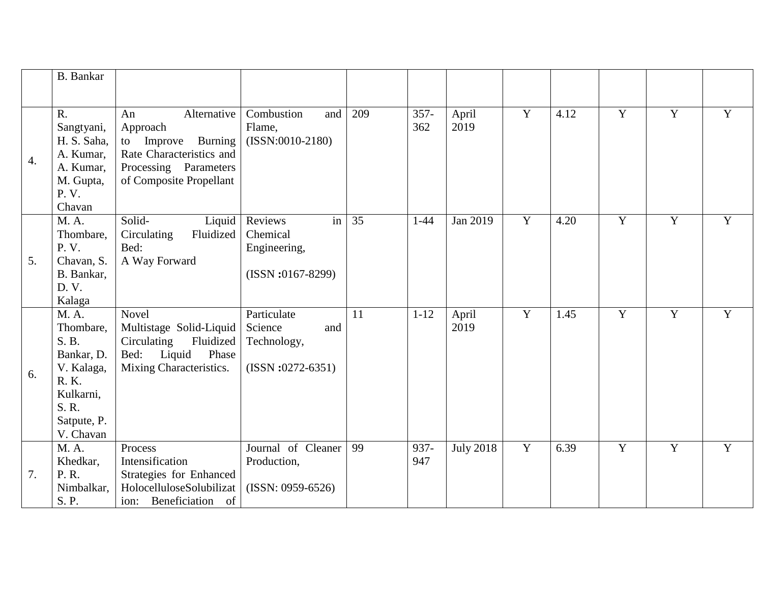|  | B. Bankar |  |  |  |  |  |  |  |  |  |  |
|---|---|---|---|---|---|---|---|---|---|---|---|
| 4. | R. Sangtyani, H. S. Saha, A. Kumar, A. Kumar, M. Gupta, P. V. Chavan | An Alternative Approach to Improve Burning Rate Characteristics and Processing Parameters of Composite Propellant | Combustion and Flame, (ISSN:0010-2180) | 209 | 357-362 | April 2019 | Y | 4.12 | Y | Y | Y |
| 5. | M. A. Thombare, P. V. Chavan, S. B. Bankar, D. V. Kalaga | Solid-Liquid Circulating Fluidized Bed: A Way Forward | Reviews in Chemical Engineering, (ISSN :0167-8299) | 35 | 1-44 | Jan 2019 | Y | 4.20 | Y | Y | Y |
| 6. | M. A. Thombare, S. B. Bankar, D. V. Kalaga, R. K. Kulkarni, S. R. Satpute, P. V. Chavan | Novel Multistage Solid-Liquid Circulating Fluidized Bed: Liquid Phase Mixing Characteristics. | Particulate Science and Technology, (ISSN :0272-6351) | 11 | 1-12 | April 2019 | Y | 1.45 | Y | Y | Y |
| 7. | M. A. Khedkar, P. R. Nimbalkar, S. P. | Process Intensification Strategies for Enhanced HolocelluloseSolubilization: Beneficiation of | Journal of Cleaner Production, (ISSN: 0959-6526) | 99 | 937-947 | July 2018 | Y | 6.39 | Y | Y | Y |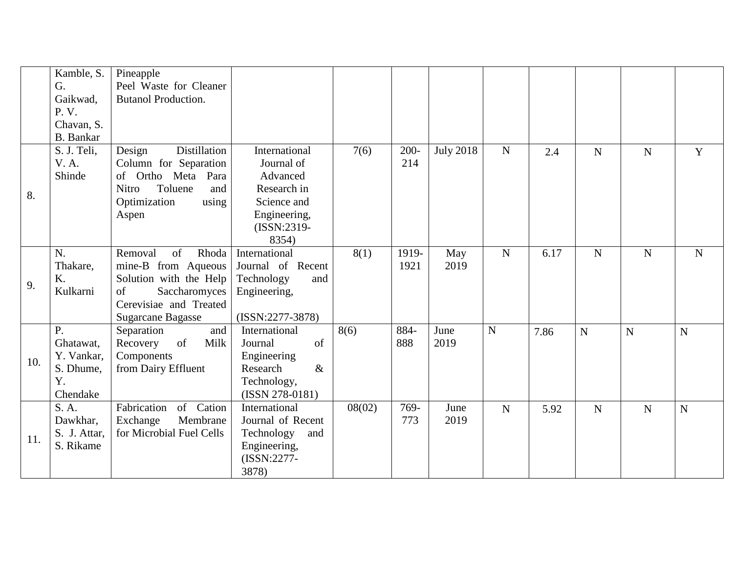| | | | | | | | | | | | |
|---|---|---|---|---|---|---|---|---|---|---|---|
| | Kamble, S. G. Gaikwad, P. V. Chavan, S. B. Bankar | Pineapple Peel Waste for Cleaner Butanol Production. | | | | | | | | | |
| 8. | S. J. Teli, V. A. Shinde | Design Distillation Column for Separation of Ortho Meta Para Nitro Toluene and Optimization using Aspen | International Journal of Advanced Research in Science and Engineering, (ISSN:2319-8354) | 7(6) | 200-214 | July 2018 | N | 2.4 | N | N | Y |
| 9. | N. Thakare, K. Kulkarni | Removal of Rhoda mine-B from Aqueous Solution with the Help of Saccharomyces Cerevisiae and Treated Sugarcane Bagasse | International Journal of Recent Technology and Engineering, (ISSN:2277-3878) | 8(1) | 1919-1921 | May 2019 | N | 6.17 | N | N | N |
| 10. | P. Ghatawat, Y. Vankar, S. Dhume, Y. Chendake | Separation and Recovery of Milk Components from Dairy Effluent | International Journal of Engineering Research & Technology, (ISSN 278-0181) | 8(6) | 884-888 | June 2019 | N | 7.86 | N | N | N |
| 11. | S. A. Dawkhar, S. J. Attar, S. Rikame | Fabrication of Cation Exchange Membrane for Microbial Fuel Cells | International Journal of Recent Technology and Engineering, (ISSN:2277-3878) | 08(02) | 769-773 | June 2019 | N | 5.92 | N | N | N |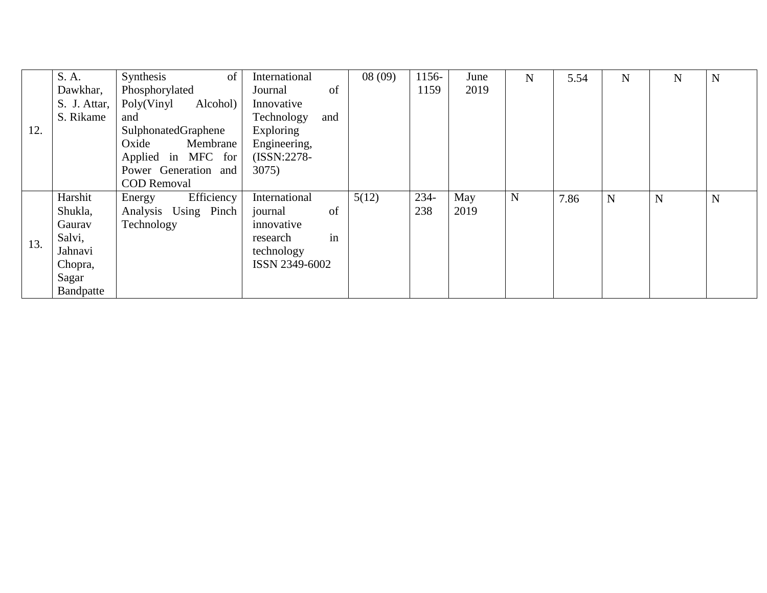| | | | | | | | | | | | |
|---|---|---|---|---|---|---|---|---|---|---|---|
| 12. | S. A. Dawkhar, S. J. Attar, S. Rikame | Synthesis of Phosphorylated Poly(Vinyl Alcohol) and SulphonatedGraphene Oxide Membrane Applied in MFC for Power Generation and COD Removal | International Journal of Innovative Technology and Exploring Engineering, (ISSN:2278-3075) | 08 (09) | 1156-1159 | June 2019 | N | 5.54 | N | N | N |
| 13. | Harshit Shukla, Gaurav Salvi, Jahnavi Chopra, Sagar Bandpatte | Energy Efficiency Analysis Using Pinch Technology | International journal of innovative research in technology ISSN 2349-6002 | 5(12) | 234-238 | May 2019 | N | 7.86 | N | N | N |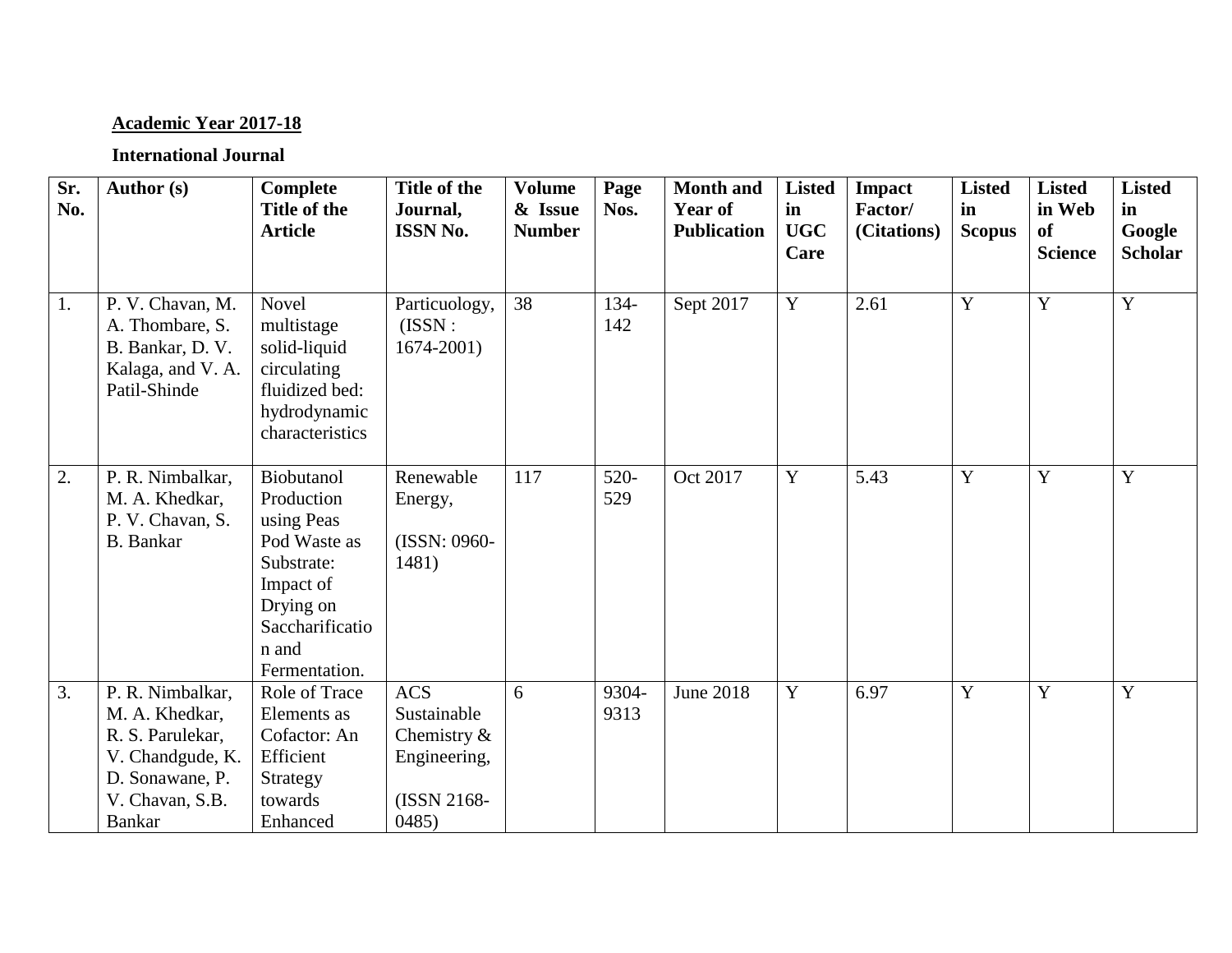**Academic Year 2017-18**

**International Journal**

| Sr. No. | Author (s) | Complete Title of the Article | Title of the Journal, ISSN No. | Volume & Issue Number | Page Nos. | Month and Year of Publication | Listed in UGC Care | Impact Factor/ (Citations) | Listed in Scopus | Listed in Web of Science | Listed in Google Scholar |
|---|---|---|---|---|---|---|---|---|---|---|---|
| 1. | P. V. Chavan, M. A. Thombare, S. B. Bankar, D. V. Kalaga, and V. A. Patil-Shinde | Novel multistage solid-liquid circulating fluidized bed: hydrodynamic characteristics | Particuology, (ISSN : 1674-2001) | 38 | 134-142 | Sept 2017 | Y | 2.61 | Y | Y | Y |
| 2. | P. R. Nimbalkar, M. A. Khedkar, P. V. Chavan, S. B. Bankar | Biobutanol Production using Peas Pod Waste as Substrate: Impact of Drying on Saccharification and Fermentation. | Renewable Energy, (ISSN: 0960-1481) | 117 | 520-529 | Oct 2017 | Y | 5.43 | Y | Y | Y |
| 3. | P. R. Nimbalkar, M. A. Khedkar, R. S. Parulekar, V. Chandgude, K. D. Sonawane, P. V. Chavan, S.B. Bankar | Role of Trace Elements as Cofactor: An Efficient Strategy towards Enhanced | ACS Sustainable Chemistry & Engineering, (ISSN 2168-0485) | 6 | 9304-9313 | June 2018 | Y | 6.97 | Y | Y | Y |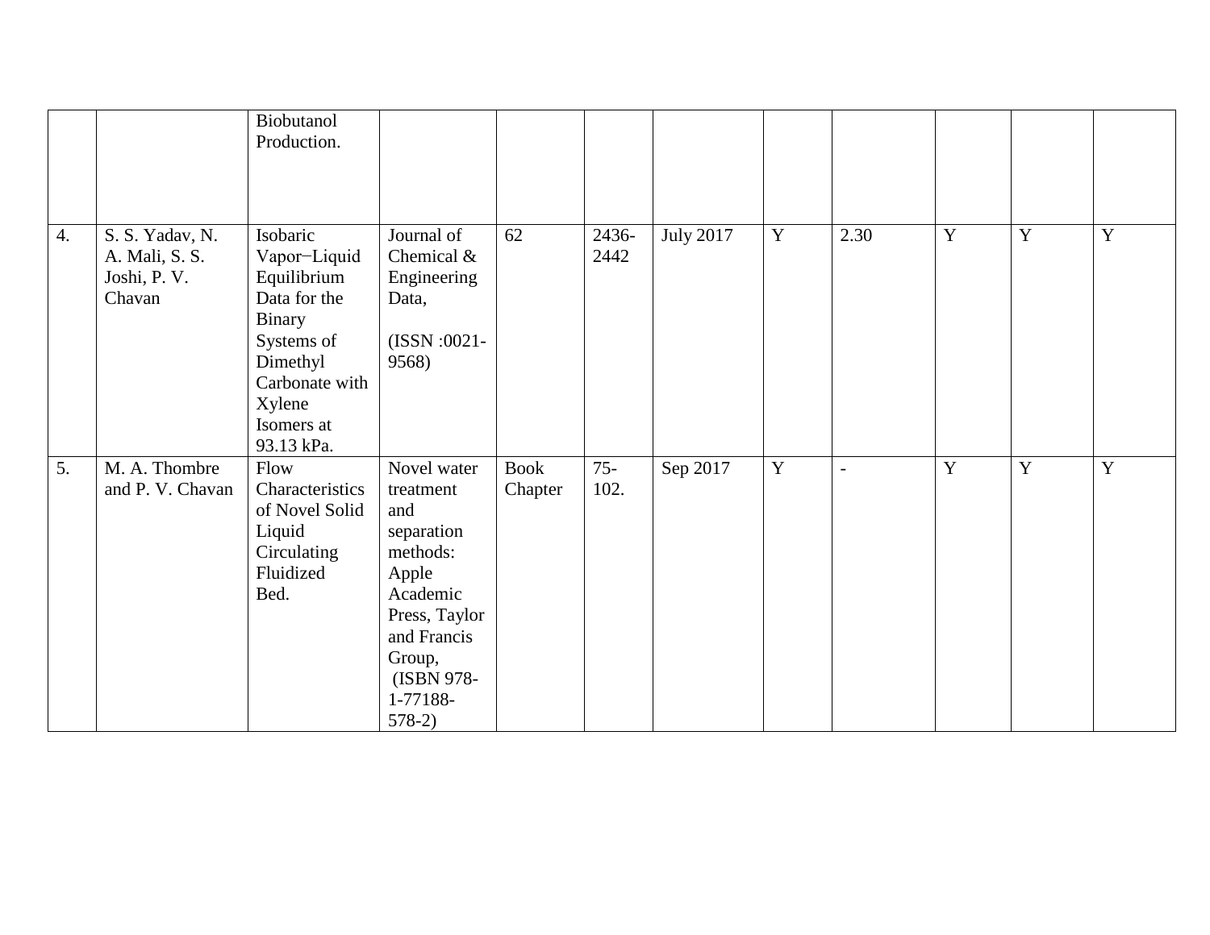|  |  |  |  |  |  |  |  |  |  |  |  |
|---|---|---|---|---|---|---|---|---|---|---|---|
|  |  | Biobutanol Production. |  |  |  |  |  |  |  |  |  |
| 4. | S. S. Yadav, N. A. Mali, S. S. Joshi, P. V. Chavan | Isobaric Vapor−Liquid Equilibrium Data for the Binary Systems of Dimethyl Carbonate with Xylene Isomers at 93.13 kPa. | Journal of Chemical & Engineering Data, (ISSN :0021-9568) | 62 | 2436-2442 | July 2017 | Y | 2.30 | Y | Y | Y |
| 5. | M. A. Thombre and P. V. Chavan | Flow Characteristics of Novel Solid Liquid Circulating Fluidized Bed. | Novel water treatment and separation methods: Apple Academic Press, Taylor and Francis Group, (ISBN 978-1-77188-578-2) | Book Chapter | 75-102. | Sep 2017 | Y | - | Y | Y | Y |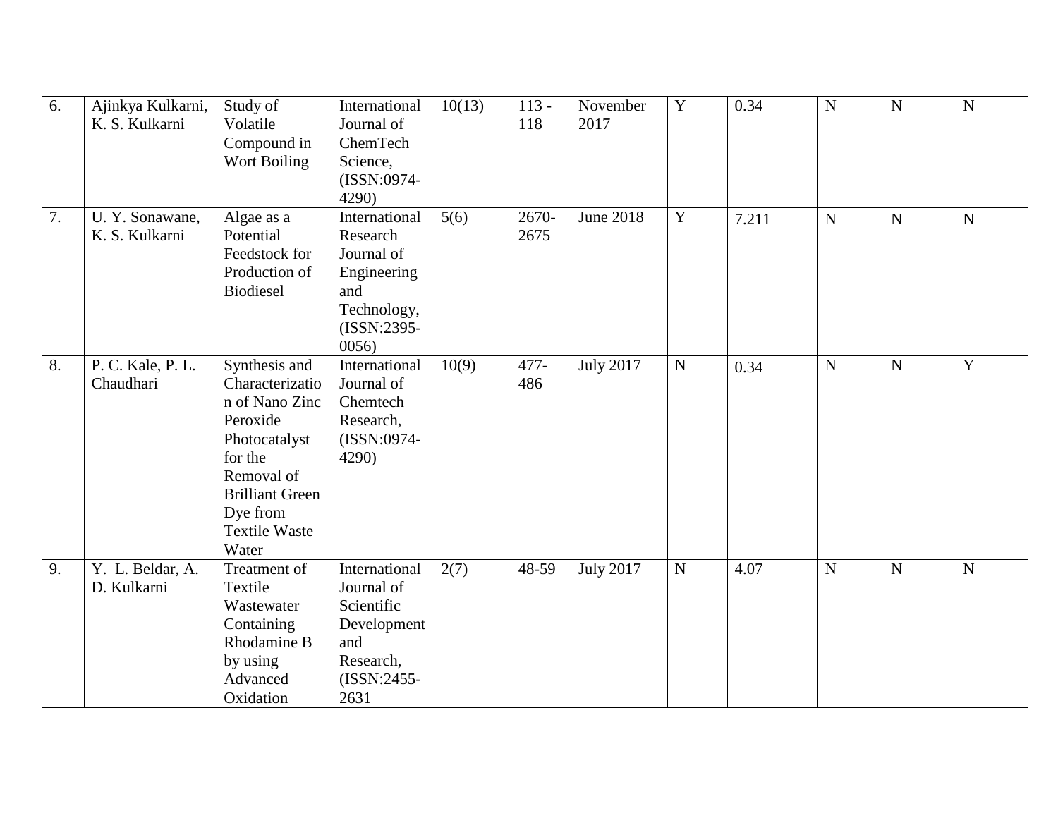| 6. | Ajinkya Kulkarni, K. S. Kulkarni | Study of Volatile Compound in Wort Boiling | International Journal of ChemTech Science, (ISSN:0974-4290) | 10(13) | 113 - 118 | November 2017 | Y | 0.34 | N | N | N |
|---|---|---|---|---|---|---|---|---|---|---|---|
| 7. | U. Y. Sonawane, K. S. Kulkarni | Algae as a Potential Feedstock for Production of Biodiesel | International Research Journal of Engineering and Technology, (ISSN:2395-0056) | 5(6) | 2670-2675 | June 2018 | Y | 7.211 | N | N | N |
| 8. | P. C. Kale, P. L. Chaudhari | Synthesis and Characterization of Nano Zinc Peroxide Photocatalyst for the Removal of Brilliant Green Dye from Textile Waste Water | International Journal of Chemtech Research, (ISSN:0974-4290) | 10(9) | 477-486 | July 2017 | N | 0.34 | N | N | Y |
| 9. | Y. L. Beldar, A. D. Kulkarni | Treatment of Textile Wastewater Containing Rhodamine B by using Advanced Oxidation | International Journal of Scientific Development and Research, (ISSN:2455-2631 | 2(7) | 48-59 | July 2017 | N | 4.07 | N | N | N |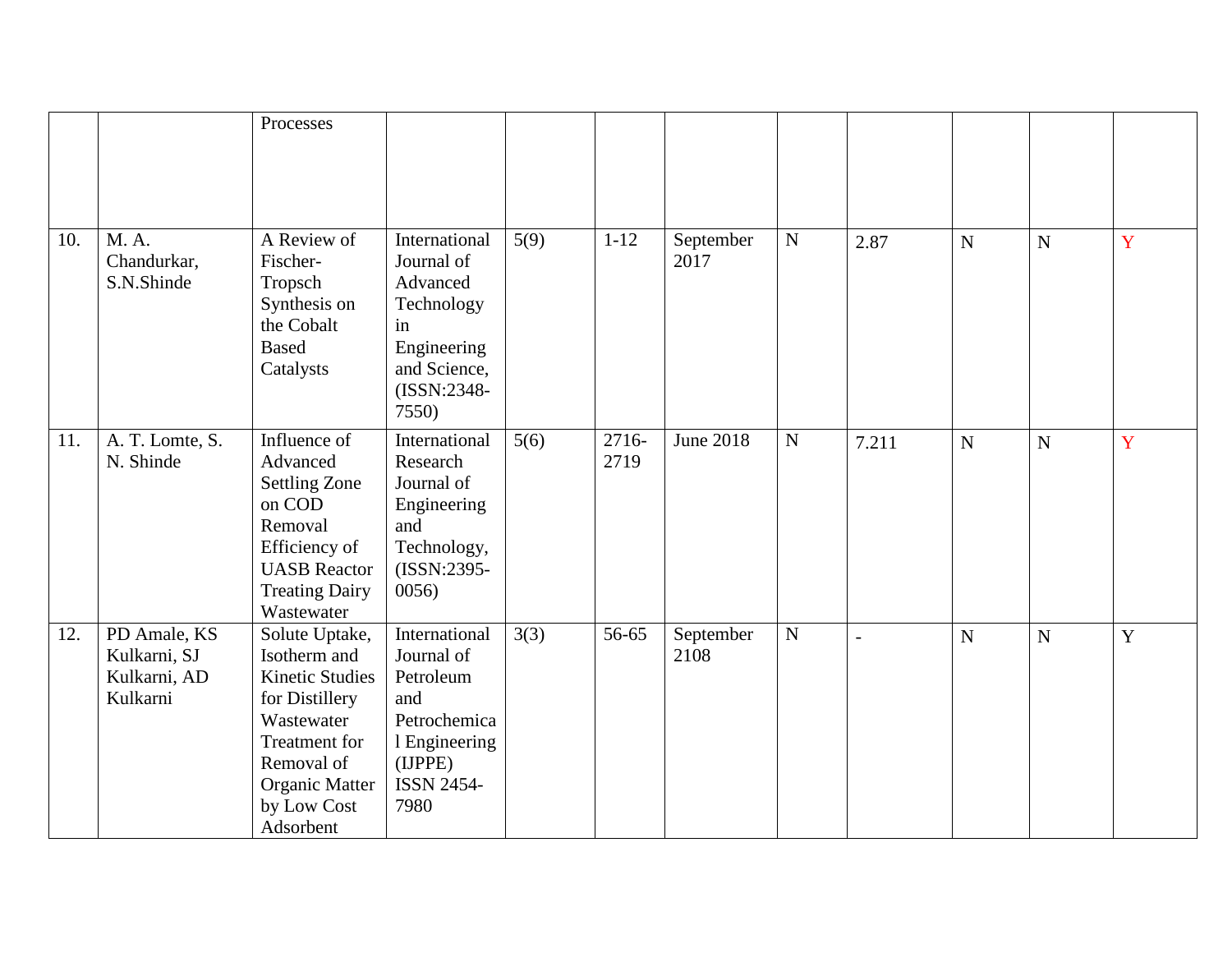| | | | | | | | | | | | |
|---|---|---|---|---|---|---|---|---|---|---|---|
| | | Processes | | | | | | | | | |
| 10. | M. A. Chandurkar, S.N.Shinde | A Review of Fischer-Tropsch Synthesis on the Cobalt Based Catalysts | International Journal of Advanced Technology in Engineering and Science, (ISSN:2348-7550) | 5(9) | 1-12 | September 2017 | N | 2.87 | N | N | Y |
| 11. | A. T. Lomte, S. N. Shinde | Influence of Advanced Settling Zone on COD Removal Efficiency of UASB Reactor Treating Dairy Wastewater | International Research Journal of Engineering and Technology, (ISSN:2395-0056) | 5(6) | 2716-2719 | June 2018 | N | 7.211 | N | N | Y |
| 12. | PD Amale, KS Kulkarni, SJ Kulkarni, AD Kulkarni | Solute Uptake, Isotherm and Kinetic Studies for Distillery Wastewater Treatment for Removal of Organic Matter by Low Cost Adsorbent | International Journal of Petroleum and Petrochemical Engineering (IJPPE) ISSN 2454-7980 | 3(3) | 56-65 | September 2108 | N | - | N | N | Y |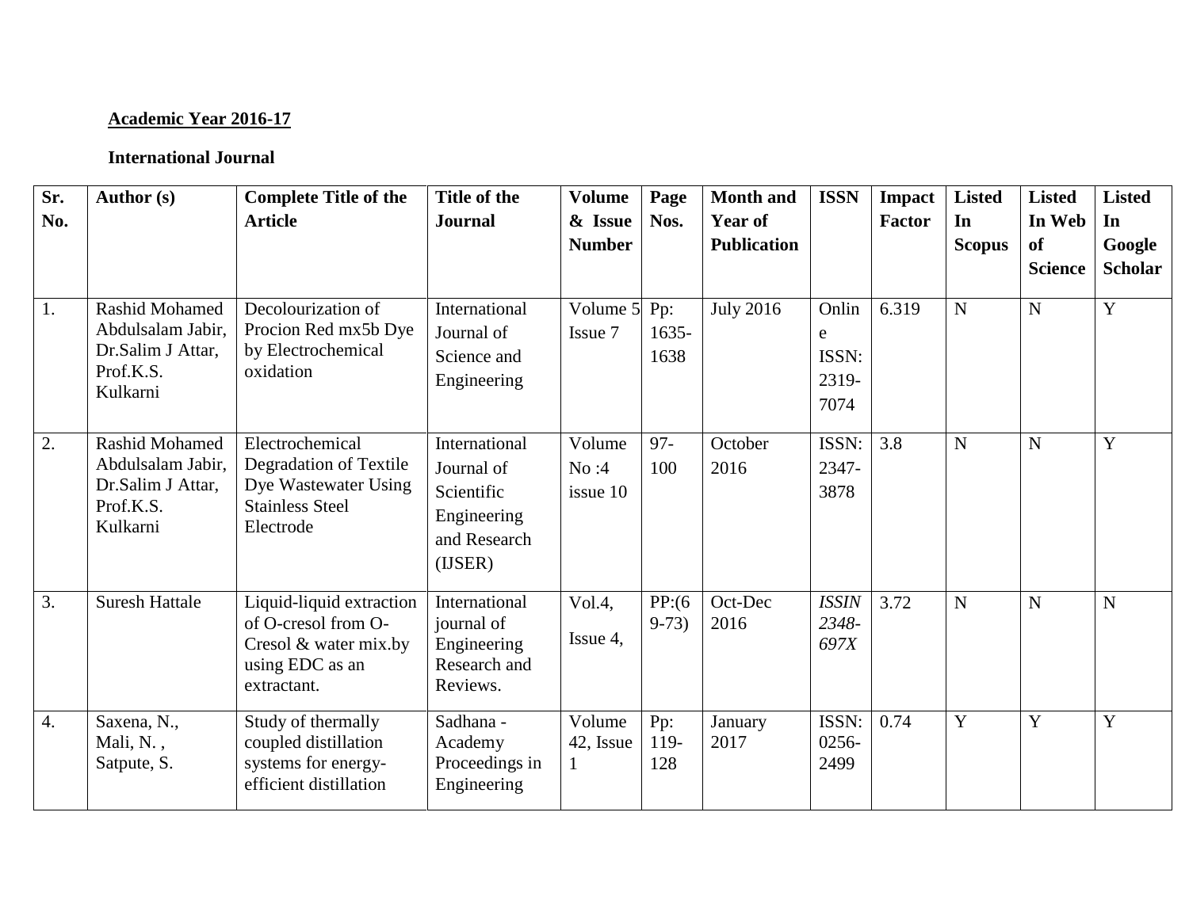**Academic Year 2016-17**

**International Journal**

| Sr. No. | Author (s) | Complete Title of the Article | Title of the Journal | Volume & Issue Number | Page Nos. | Month and Year of Publication | ISSN | Impact Factor | Listed In Scopus | Listed In Web of Science | Listed In Google Scholar |
|---|---|---|---|---|---|---|---|---|---|---|---|
| 1. | Rashid Mohamed Abdulsalam Jabir, Dr.Salim J Attar, Prof.K.S. Kulkarni | Decolourization of Procion Red mx5b Dye by Electrochemical oxidation | International Journal of Science and Engineering | Volume 5 Issue 7 | Pp: 1635-1638 | July 2016 | Online ISSN: 2319-7074 | 6.319 | N | N | Y |
| 2. | Rashid Mohamed Abdulsalam Jabir, Dr.Salim J Attar, Prof.K.S. Kulkarni | Electrochemical Degradation of Textile Dye Wastewater Using Stainless Steel Electrode | International Journal of Scientific Engineering and Research (IJSER) | Volume No :4 issue 10 | 97-100 | October 2016 | ISSN: 2347-3878 | 3.8 | N | N | Y |
| 3. | Suresh Hattale | Liquid-liquid extraction of O-cresol from O-Cresol & water mix.by using EDC as an extractant. | International journal of Engineering Research and Reviews. | Vol.4, Issue 4, | PP:(69-73) | Oct-Dec 2016 | *ISSIN 2348-697X* | 3.72 | N | N | N |
| 4. | Saxena, N., Mali, N. , Satpute, S. | Study of thermally coupled distillation systems for energy-efficient distillation | Sadhana - Academy Proceedings in Engineering | Volume 42, Issue 1 | Pp: 119-128 | January 2017 | ISSN: 0256-2499 | 0.74 | Y | Y | Y |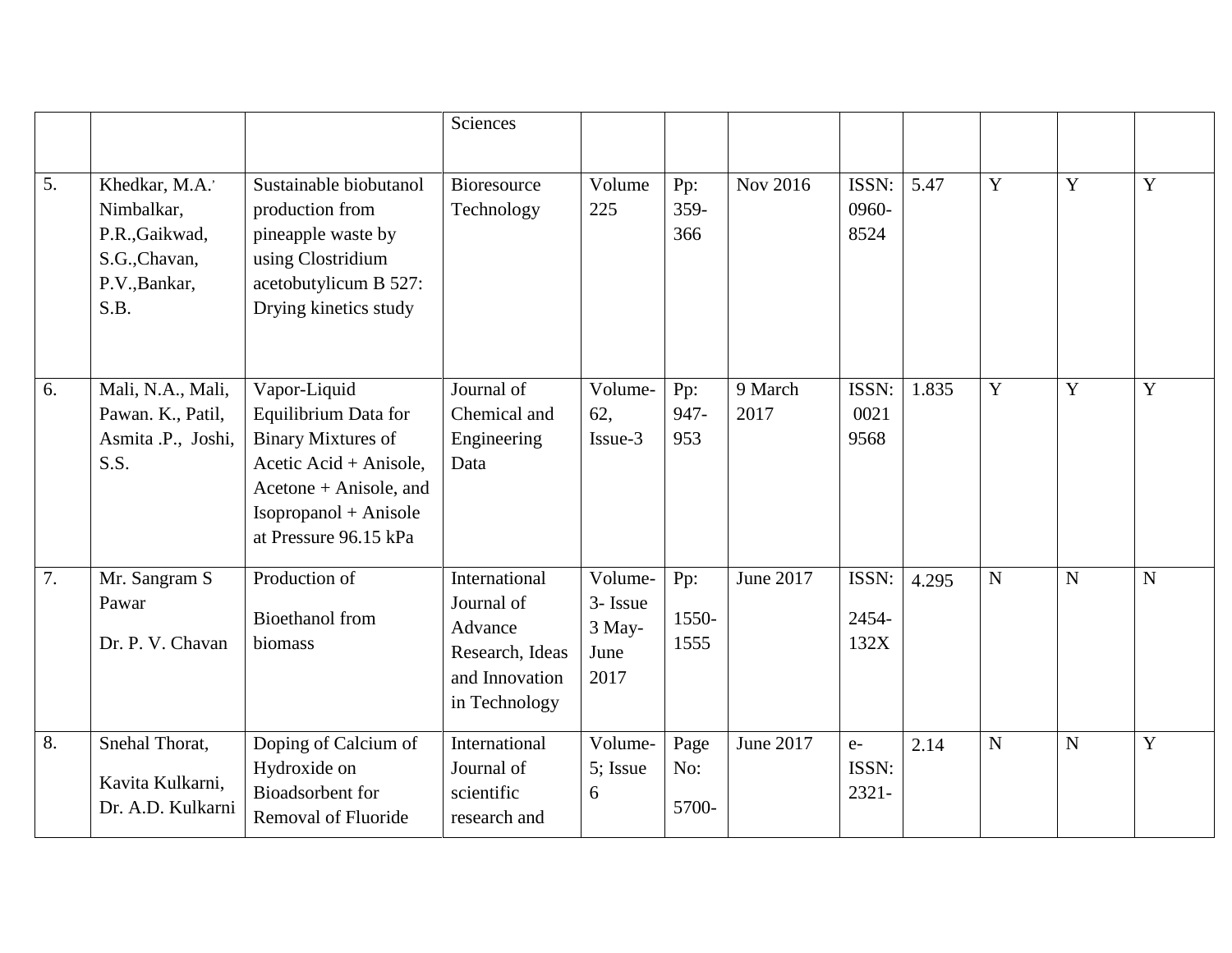| | | | Sciences | | | | | | | | |
|---|---|---|---|---|---|---|---|---|---|---|---|
| 5. | Khedkar, M.A.' Nimbalkar, P.R.,Gaikwad, S.G.,Chavan, P.V.,Bankar, S.B. | Sustainable biobutanol production from pineapple waste by using Clostridium acetobutylicum B 527: Drying kinetics study | Bioresource Technology | Volume 225 | Pp: 359-366 | Nov 2016 | ISSN: 0960-8524 | 5.47 | Y | Y | Y |
| 6. | Mali, N.A., Mali, Pawan. K., Patil, Asmita .P., Joshi, S.S. | Vapor-Liquid Equilibrium Data for Binary Mixtures of Acetic Acid + Anisole, Acetone + Anisole, and Isopropanol + Anisole at Pressure 96.15 kPa | Journal of Chemical and Engineering Data | Volume-62, Issue-3 | Pp: 947-953 | 9 March 2017 | ISSN: 0021 9568 | 1.835 | Y | Y | Y |
| 7. | Mr. Sangram S Pawar Dr. P. V. Chavan | Production of Bioethanol from biomass | International Journal of Advance Research, Ideas and Innovation in Technology | Volume-3- Issue 3 May-June 2017 | Pp: 1550-1555 | June 2017 | ISSN: 2454-132X | 4.295 | N | N | N |
| 8. | Snehal Thorat, Kavita Kulkarni, Dr. A.D. Kulkarni | Doping of Calcium of Hydroxide on Bioadsorbent for Removal of Fluoride | International Journal of scientific research and | Volume-5; Issue 6 | Page No: 5700- | June 2017 | e-ISSN: 2321- | 2.14 | N | N | Y |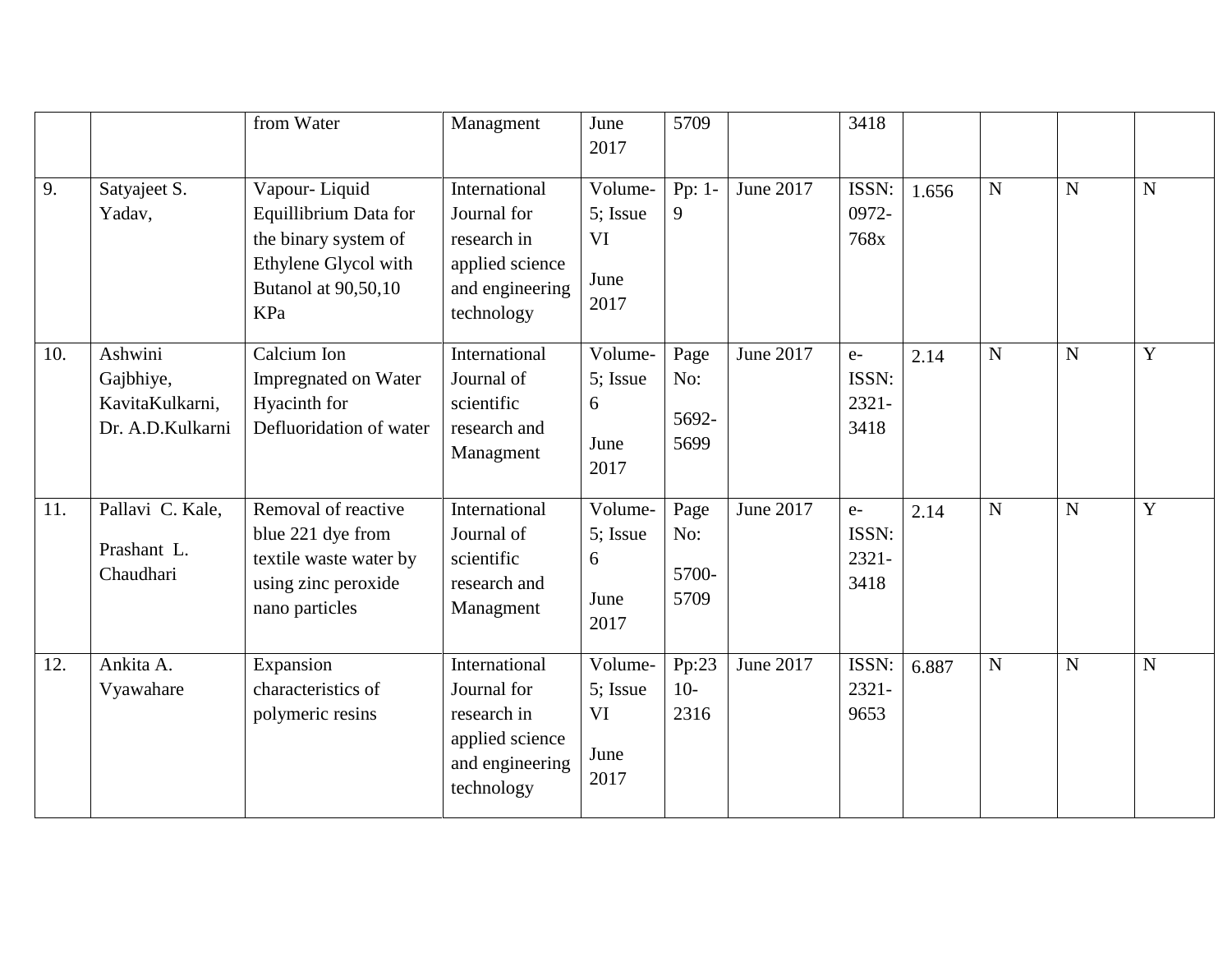| | | | | | | | | | | | |
|---|---|---|---|---|---|---|---|---|---|---|---|
| | | from Water | Managment | June 2017 | 5709 | | 3418 | | | | |
| 9. | Satyajeet S. Yadav, | Vapour- Liquid Equillibrium Data for the binary system of Ethylene Glycol with Butanol at 90,50,10 KPa | International Journal for research in applied science and engineering technology | Volume-5; Issue VI June 2017 | Pp: 1-9 | June 2017 | ISSN: 0972-768x | 1.656 | N | N | N |
| 10. | Ashwini Gajbhiye, KavitaKulkarni, Dr. A.D.Kulkarni | Calcium Ion Impregnated on Water Hyacinth for Defluoridation of water | International Journal of scientific research and Managment | Volume-5; Issue 6 June 2017 | Page No: 5692-5699 | June 2017 | e-ISSN: 2321-3418 | 2.14 | N | N | Y |
| 11. | Pallavi C. Kale, Prashant L. Chaudhari | Removal of reactive blue 221 dye from textile waste water by using zinc peroxide nano particles | International Journal of scientific research and Managment | Volume-5; Issue 6 June 2017 | Page No: 5700-5709 | June 2017 | e-ISSN: 2321-3418 | 2.14 | N | N | Y |
| 12. | Ankita A. Vyawahare | Expansion characteristics of polymeric resins | International Journal for research in applied science and engineering technology | Volume-5; Issue VI June 2017 | Pp:2310-2316 | June 2017 | ISSN: 2321-9653 | 6.887 | N | N | N |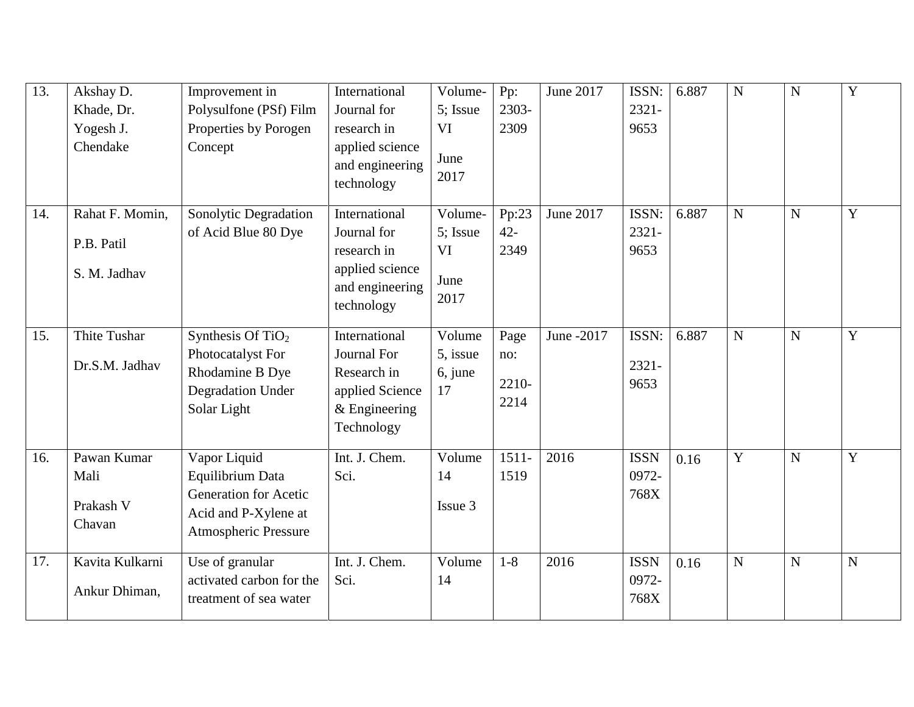| 13. | Akshay D. Khade, Dr. Yogesh J. Chendake | Improvement in Polysulfone (PSf) Film Properties by Porogen Concept | International Journal for research in applied science and engineering technology | Volume-5; Issue VI June 2017 | Pp: 2303-2309 | June 2017 | ISSN: 2321-9653 | 6.887 | N | N | Y |
|---|---|---|---|---|---|---|---|---|---|---|---|
| 14. | Rahat F. Momin, P.B. Patil S. M. Jadhav | Sonolytic Degradation of Acid Blue 80 Dye | International Journal for research in applied science and engineering technology | Volume-5; Issue VI June 2017 | Pp:2342-2349 | June 2017 | ISSN: 2321-9653 | 6.887 | N | N | Y |
| 15. | Thite Tushar Dr.S.M. Jadhav | Synthesis Of $TiO_2$ Photocatalyst For Rhodamine B Dye Degradation Under Solar Light | International Journal For Research in applied Science & Engineering Technology | Volume 5, issue 6, june 17 | Page no: 2210-2214 | June -2017 | ISSN: 2321-9653 | 6.887 | N | N | Y |
| 16. | Pawan Kumar Mali Prakash V Chavan | Vapor Liquid Equilibrium Data Generation for Acetic Acid and P-Xylene at Atmospheric Pressure | Int. J. Chem. Sci. | Volume 14 Issue 3 | 1511-1519 | 2016 | ISSN 0972-768X | 0.16 | Y | N | Y |
| 17. | Kavita Kulkarni Ankur Dhiman, | Use of granular activated carbon for the treatment of sea water | Int. J. Chem. Sci. | Volume 14 | 1-8 | 2016 | ISSN 0972-768X | 0.16 | N | N | N |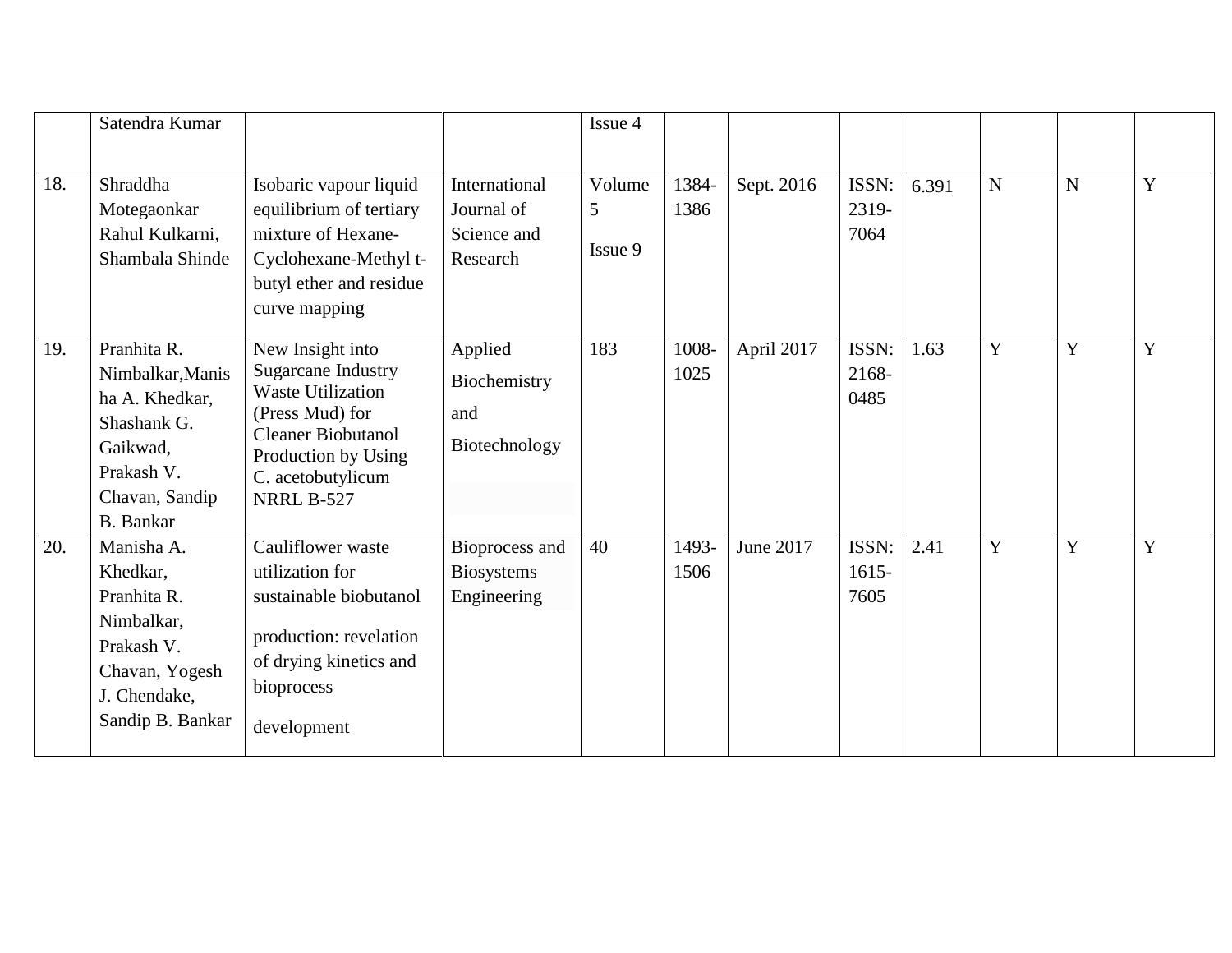|  |  |  |  |  |  |  |  |  |  |  |  |
|---|---|---|---|---|---|---|---|---|---|---|---|
|  | Satendra Kumar |  |  | Issue 4 |  |  |  |  |  |  |  |
| 18. | Shraddha Motegaonkar Rahul Kulkarni, Shambala Shinde | Isobaric vapour liquid equilibrium of tertiary mixture of Hexane-Cyclohexane-Methyl t-butyl ether and residue curve mapping | International Journal of Science and Research | Volume 5 Issue 9 | 1384-1386 | Sept. 2016 | ISSN: 2319-7064 | 6.391 | N | N | Y |
| 19. | Pranhita R. Nimbalkar,Manisha A. Khedkar, Shashank G. Gaikwad, Prakash V. Chavan, Sandip B. Bankar | New Insight into Sugarcane Industry Waste Utilization (Press Mud) for Cleaner Biobutanol Production by Using C. acetobutylicum NRRL B-527 | Applied Biochemistry and Biotechnology | 183 | 1008-1025 | April 2017 | ISSN: 2168-0485 | 1.63 | Y | Y | Y |
| 20. | Manisha A. Khedkar, Pranhita R. Nimbalkar, Prakash V. Chavan, Yogesh J. Chendake, Sandip B. Bankar | Cauliflower waste utilization for sustainable biobutanol production: revelation of drying kinetics and bioprocess development | Bioprocess and Biosystems Engineering | 40 | 1493-1506 | June 2017 | ISSN: 1615-7605 | 2.41 | Y | Y | Y |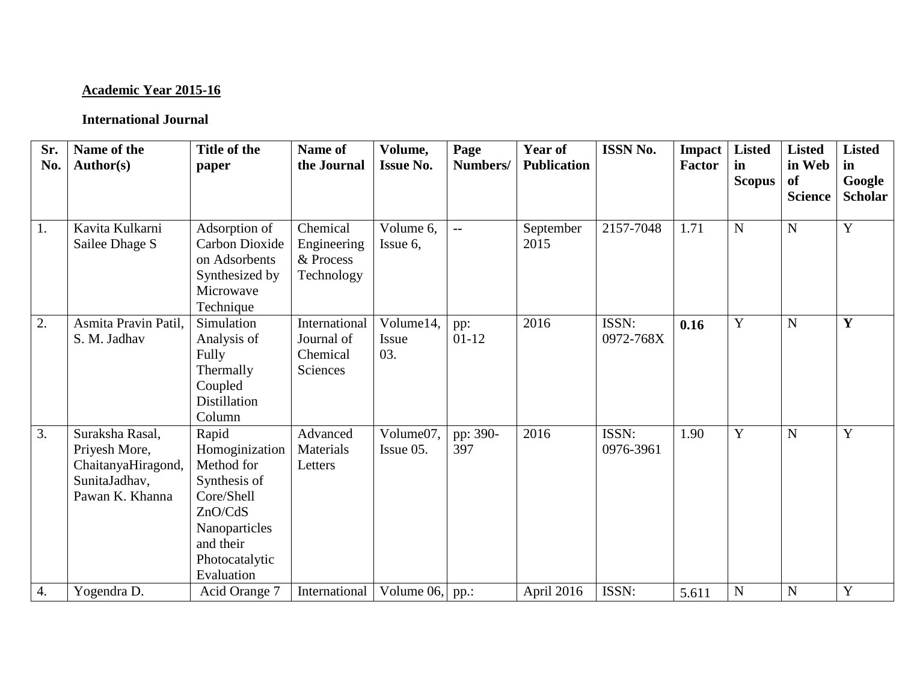**Academic Year 2015-16**

**International Journal**

| Sr. No. | Name of the Author(s) | Title of the paper | Name of the Journal | Volume, Issue No. | Page Numbers/ | Year of Publication | ISSN No. | Impact Factor | Listed in Scopus | Listed in Web of Science | Listed in Google Scholar |
|---|---|---|---|---|---|---|---|---|---|---|---|
| 1. | Kavita Kulkarni Sailee Dhage S | Adsorption of Carbon Dioxide on Adsorbents Synthesized by Microwave Technique | Chemical Engineering & Process Technology | Volume 6, Issue 6, | -- | September 2015 | 2157-7048 | 1.71 | N | N | Y |
| 2. | Asmita Pravin Patil, S. M. Jadhav | Simulation Analysis of Fully Thermally Coupled Distillation Column | International Journal of Chemical Sciences | Volume14, Issue 03. | pp: 01-12 | 2016 | ISSN: 0972-768X | **0.16** | Y | N | **Y** |
| 3. | Suraksha Rasal, Priyesh More, ChaitanyaHiragond, SunitaJadhav, Pawan K. Khanna | Rapid Homoginization Method for Synthesis of Core/Shell ZnO/CdS Nanoparticles and their Photocatalytic Evaluation | Advanced Materials Letters | Volume07, Issue 05. | pp: 390-397 | 2016 | ISSN: 0976-3961 | 1.90 | Y | N | Y |
| 4. | Yogendra D. | Acid Orange 7 | International | Volume 06, | pp.: | April 2016 | ISSN: | 5.611 | N | N | Y |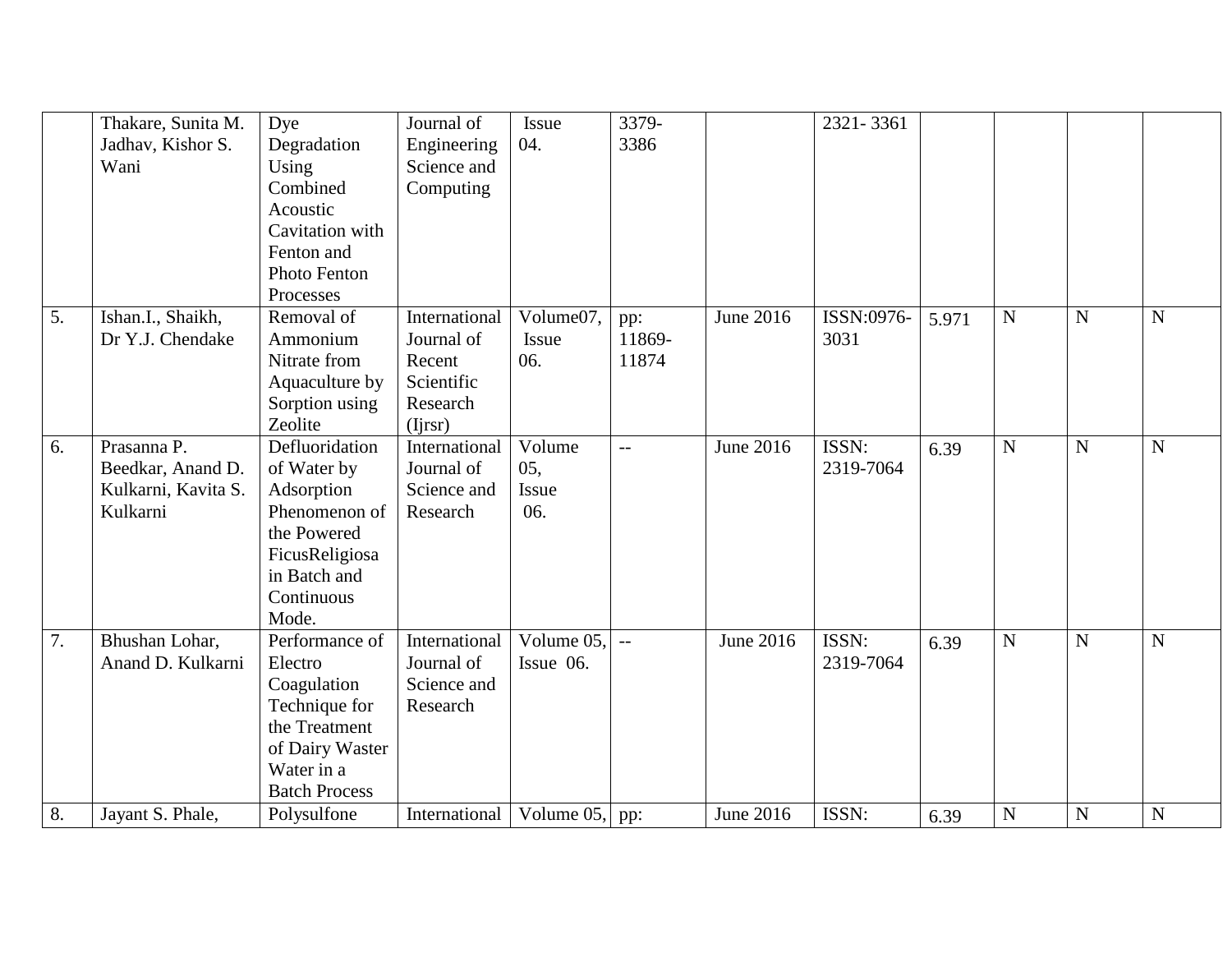| | | | | | | | | | | | |
|---|---|---|---|---|---|---|---|---|---|---|---|
| | Thakare, Sunita M. Jadhav, Kishor S. Wani | Dye Degradation Using Combined Acoustic Cavitation with Fenton and Photo Fenton Processes | Journal of Engineering Science and Computing | Issue 04. | 3379-3386 | | 2321- 3361 | | | | |
| 5. | Ishan.I., Shaikh, Dr Y.J. Chendake | Removal of Ammonium Nitrate from Aquaculture by Sorption using Zeolite | International Journal of Recent Scientific Research (Ijrsr) | Volume07, Issue 06. | pp: 11869-11874 | June 2016 | ISSN:0976-3031 | 5.971 | N | N | N |
| 6. | Prasanna P. Beedkar, Anand D. Kulkarni, Kavita S. Kulkarni | Defluoridation of Water by Adsorption Phenomenon of the Powered FicusReligiosa in Batch and Continuous Mode. | International Journal of Science and Research | Volume 05, Issue 06. | -- | June 2016 | ISSN: 2319-7064 | 6.39 | N | N | N |
| 7. | Bhushan Lohar, Anand D. Kulkarni | Performance of Electro Coagulation Technique for the Treatment of Dairy Waster Water in a Batch Process | International Journal of Science and Research | Volume 05, Issue 06. | -- | June 2016 | ISSN: 2319-7064 | 6.39 | N | N | N |
| 8. | Jayant S. Phale, | Polysulfone | International | Volume 05, | pp: | June 2016 | ISSN: | 6.39 | N | N | N |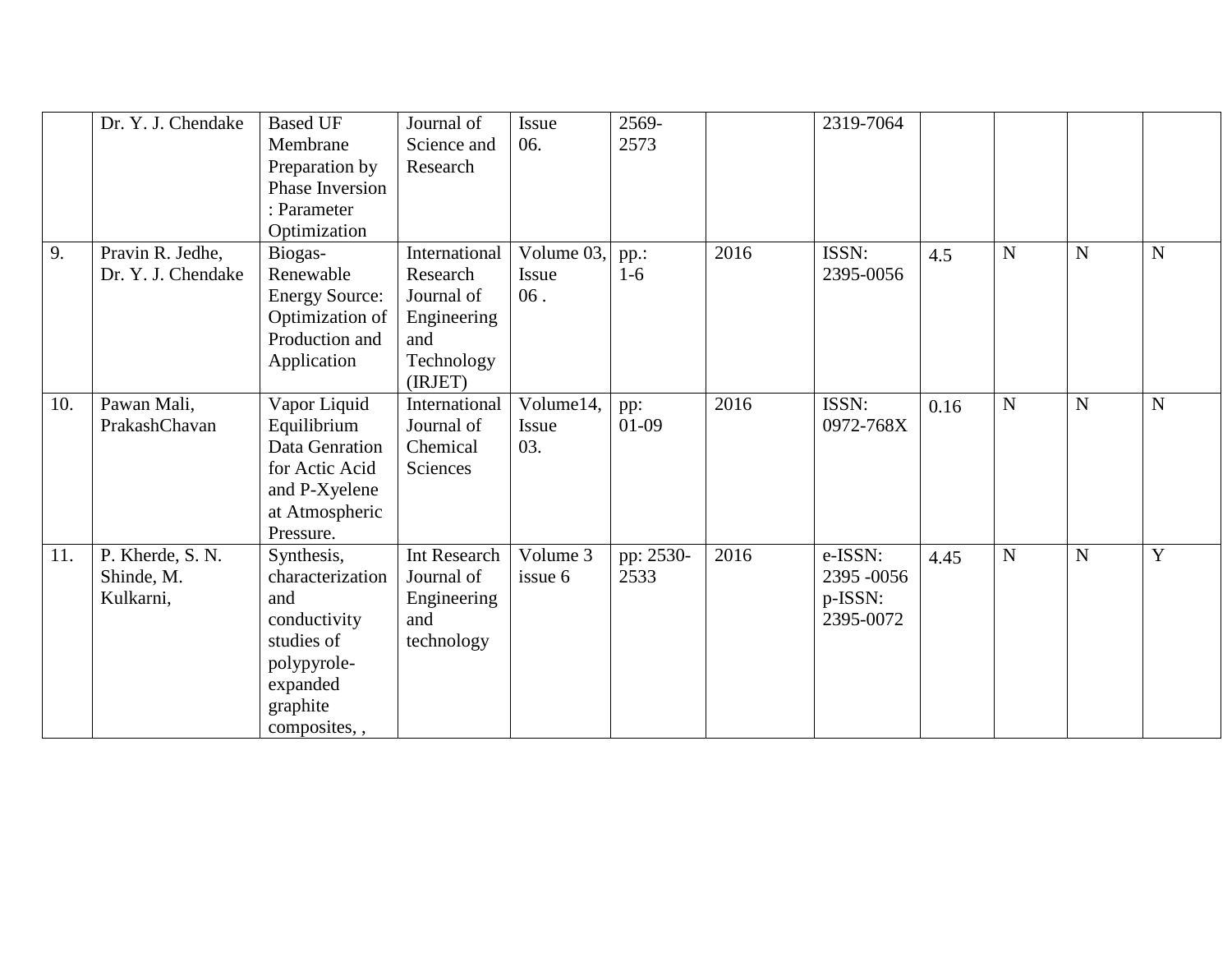| | | | | | | | | | | | |
|---|---|---|---|---|---|---|---|---|---|---|---|
| | Dr. Y. J. Chendake | Based UF Membrane Preparation by Phase Inversion : Parameter Optimization | Journal of Science and Research | Issue 06. | 2569-2573 | | 2319-7064 | | | | |
| 9. | Pravin R. Jedhe, Dr. Y. J. Chendake | Biogas-Renewable Energy Source: Optimization of Production and Application | International Research Journal of Engineering and Technology (IRJET) | Volume 03, Issue 06 . | pp.: 1-6 | 2016 | ISSN: 2395-0056 | 4.5 | N | N | N |
| 10. | Pawan Mali, PrakashChavan | Vapor Liquid Equilibrium Data Genration for Actic Acid and P-Xyelene at Atmospheric Pressure. | International Journal of Chemical Sciences | Volume14, Issue 03. | pp: 01-09 | 2016 | ISSN: 0972-768X | 0.16 | N | N | N |
| 11. | P. Kherde, S. N. Shinde, M. Kulkarni, | Synthesis, characterization and conductivity studies of polypyrole-expanded graphite composites, , | Int Research Journal of Engineering and technology | Volume 3 issue 6 | pp: 2530-2533 | 2016 | e-ISSN: 2395 -0056 p-ISSN: 2395-0072 | 4.45 | N | N | Y |